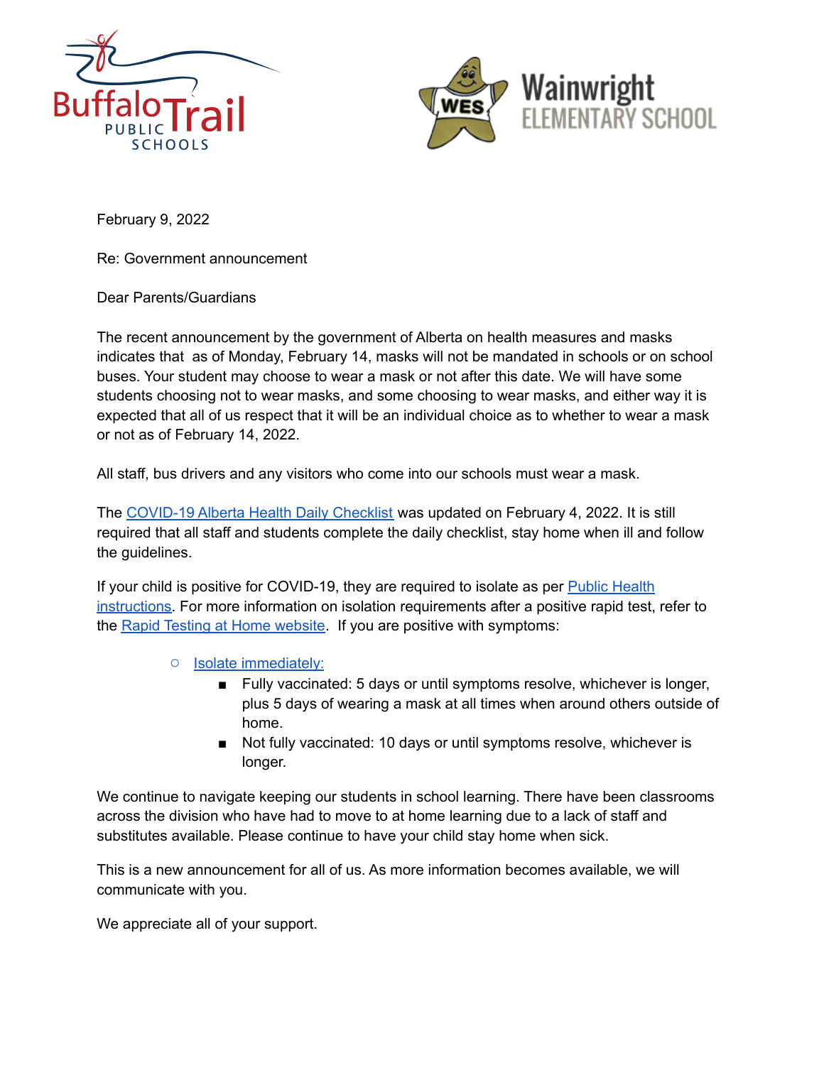Buffalo Trail Public Schools

Wainwright Elementary School

February 9, 2022

Re: Government announcement

Dear Parents/Guardians

The recent announcement by the government of Alberta on health measures and masks indicates that as of Monday, February 14, masks will not be mandated in schools or on school buses. Your student may choose to wear a mask or not after this date. We will have some students choosing not to wear masks, and some choosing to wear masks, and either way it is expected that all of us respect that it will be an individual choice as to whether to wear a mask or not as of February 14, 2022.

All staff, bus drivers and any visitors who come into our schools must wear a mask.

The COVID-19 Alberta Health Daily Checklist was updated on February 4, 2022. It is still required that all staff and students complete the daily checklist, stay home when ill and follow the guidelines.

If your child is positive for COVID-19, they are required to isolate as per Public Health instructions. For more information on isolation requirements after a positive rapid test, refer to the Rapid Testing at Home website. If you are positive with symptoms:

- Isolate immediately:
  - Fully vaccinated: 5 days or until symptoms resolve, whichever is longer, plus 5 days of wearing a mask at all times when around others outside of home.
  - Not fully vaccinated: 10 days or until symptoms resolve, whichever is longer.

We continue to navigate keeping our students in school learning. There have been classrooms across the division who have had to move to at home learning due to a lack of staff and substitutes available. Please continue to have your child stay home when sick.

This is a new announcement for all of us. As more information becomes available, we will communicate with you.

We appreciate all of your support.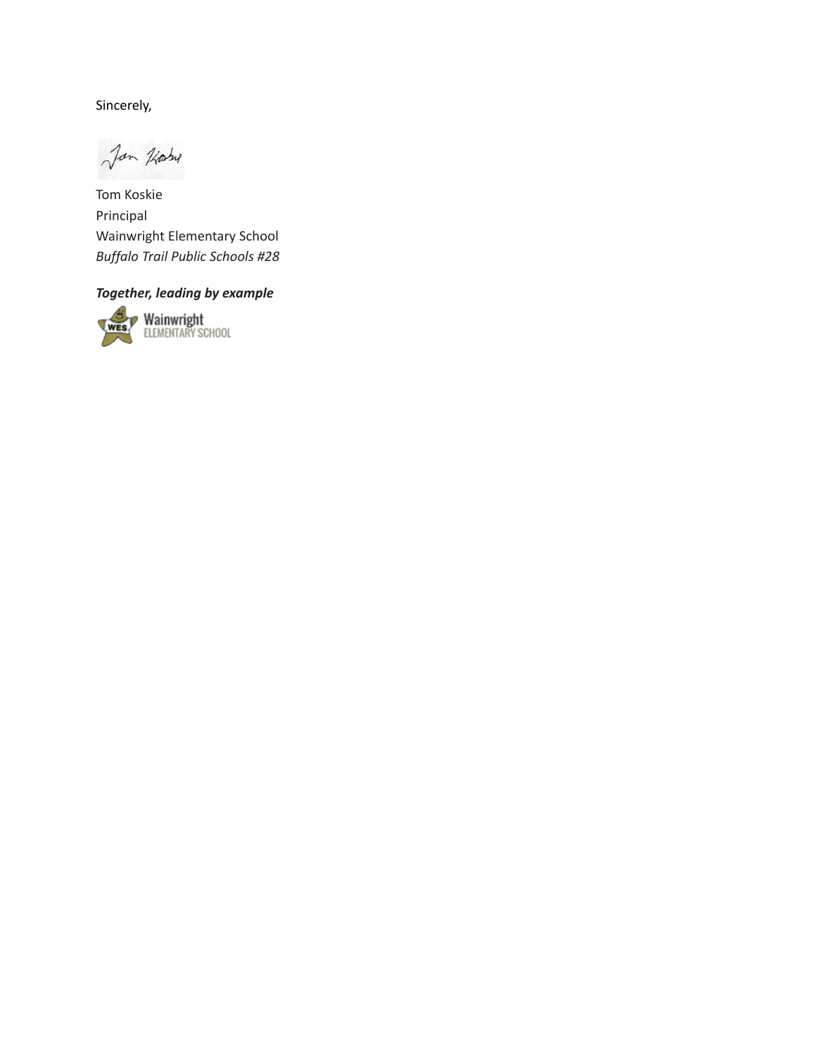Sincerely,

Tom Koskie
Principal
Wainwright Elementary School
*Buffalo Trail Public Schools #28*

***Together, leading by example***